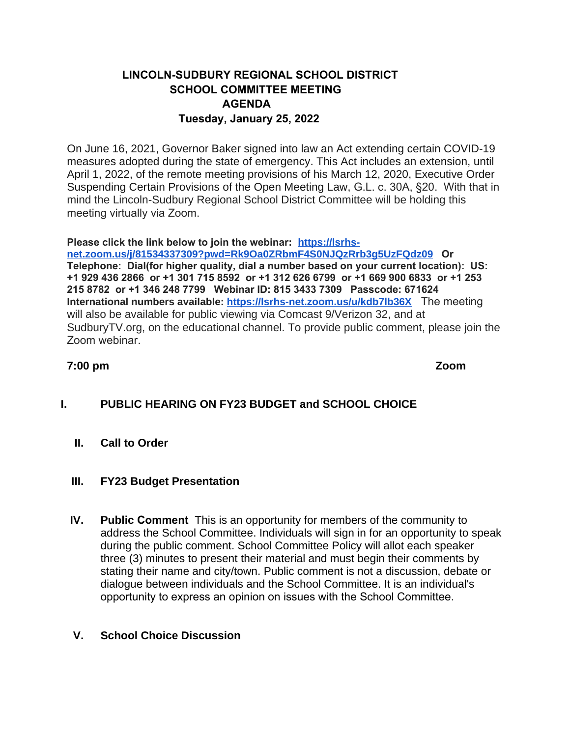# LINCOLN-SUDBURY REGIONAL SCHOOL DISTRICT
## SCHOOL COMMITTEE MEETING
## AGENDA
### Tuesday, January 25, 2022

On June 16, 2021, Governor Baker signed into law an Act extending certain COVID-19 measures adopted during the state of emergency. This Act includes an extension, until April 1, 2022, of the remote meeting provisions of his March 12, 2020, Executive Order Suspending Certain Provisions of the Open Meeting Law, G.L. c. 30A, §20. With that in mind the Lincoln-Sudbury Regional School District Committee will be holding this meeting virtually via Zoom.

**Please click the link below to join the webinar: https://lsrhs-net.zoom.us/j/81534337309?pwd=Rk9Oa0ZRbmF4S0NJQzRrb3g5UzFQdz09 Or Telephone: Dial(for higher quality, dial a number based on your current location): US: +1 929 436 2866 or +1 301 715 8592 or +1 312 626 6799 or +1 669 900 6833 or +1 253 215 8782 or +1 346 248 7799 Webinar ID: 815 3433 7309 Passcode: 671624 International numbers available: https://lsrhs-net.zoom.us/u/kdb7lb36X** The meeting will also be available for public viewing via Comcast 9/Verizon 32, and at SudburyTV.org, on the educational channel. To provide public comment, please join the Zoom webinar.

**7:00 pm** **Zoom**

**I. PUBLIC HEARING ON FY23 BUDGET and SCHOOL CHOICE**

**II. Call to Order**

**III. FY23 Budget Presentation**

**IV. Public Comment** This is an opportunity for members of the community to address the School Committee. Individuals will sign in for an opportunity to speak during the public comment. School Committee Policy will allot each speaker three (3) minutes to present their material and must begin their comments by stating their name and city/town. Public comment is not a discussion, debate or dialogue between individuals and the School Committee. It is an individual's opportunity to express an opinion on issues with the School Committee.

**V. School Choice Discussion**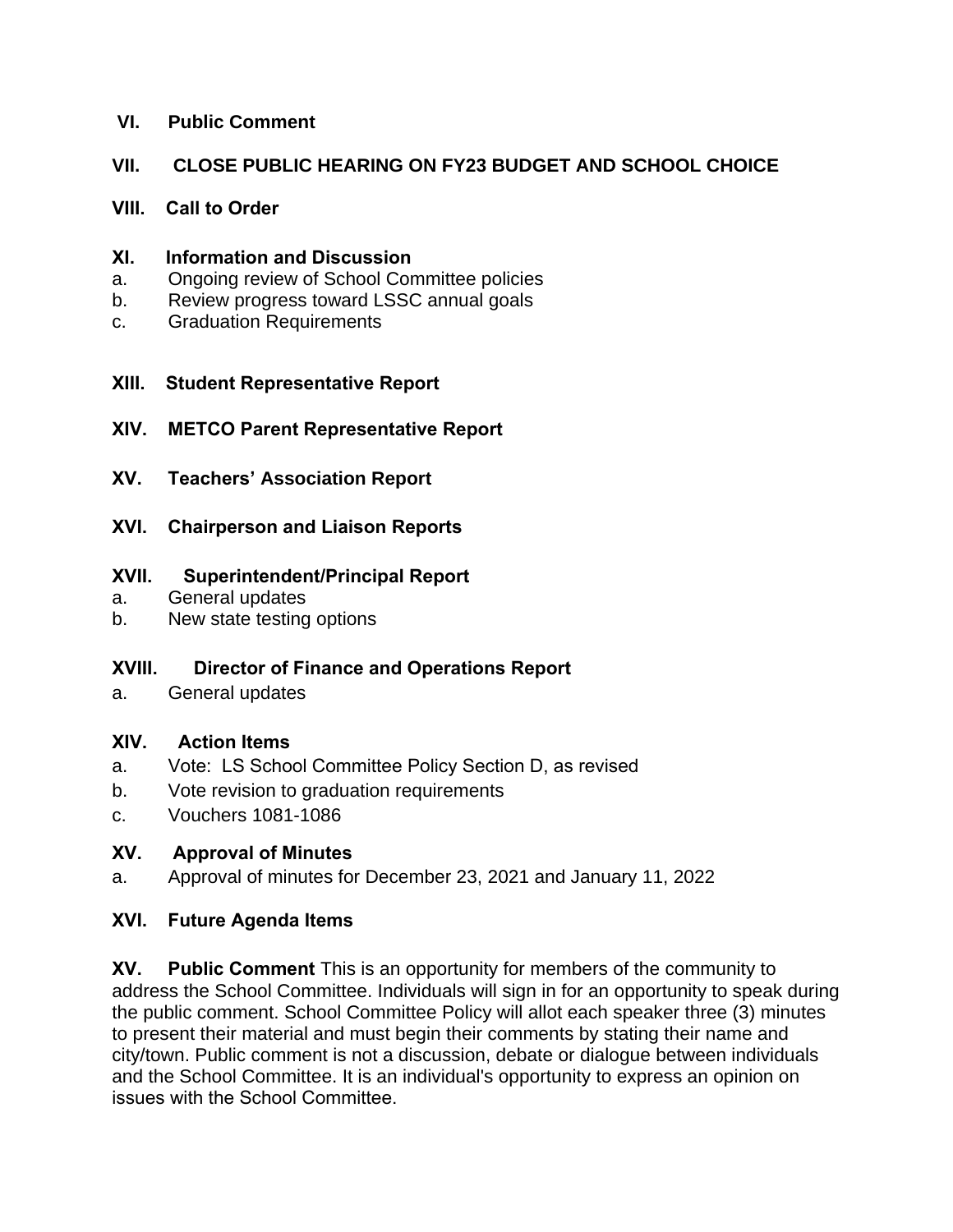## VI. Public Comment

## VII. CLOSE PUBLIC HEARING ON FY23 BUDGET AND SCHOOL CHOICE

## VIII. Call to Order

## XI. Information and Discussion

a. Ongoing review of School Committee policies
b. Review progress toward LSSC annual goals
c. Graduation Requirements

## XIII. Student Representative Report

## XIV. METCO Parent Representative Report

## XV. Teachers' Association Report

## XVI. Chairperson and Liaison Reports

## XVII. Superintendent/Principal Report

a. General updates
b. New state testing options

## XVIII. Director of Finance and Operations Report

a. General updates

## XIV. Action Items

a. Vote: LS School Committee Policy Section D, as revised
b. Vote revision to graduation requirements
c. Vouchers 1081-1086

## XV. Approval of Minutes

a. Approval of minutes for December 23, 2021 and January 11, 2022

## XVI. Future Agenda Items

**XV. Public Comment** This is an opportunity for members of the community to address the School Committee. Individuals will sign in for an opportunity to speak during the public comment. School Committee Policy will allot each speaker three (3) minutes to present their material and must begin their comments by stating their name and city/town. Public comment is not a discussion, debate or dialogue between individuals and the School Committee. It is an individual's opportunity to express an opinion on issues with the School Committee.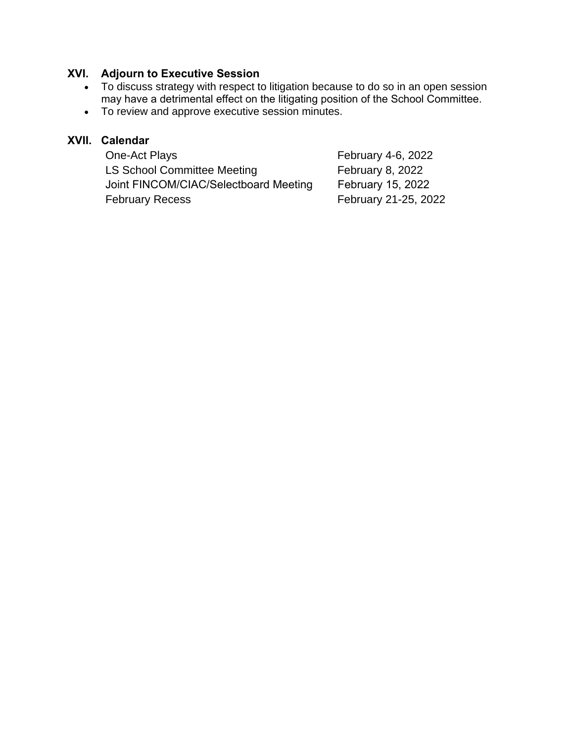## XVI. Adjourn to Executive Session

- To discuss strategy with respect to litigation because to do so in an open session may have a detrimental effect on the litigating position of the School Committee.
- To review and approve executive session minutes.

## XVII. Calendar

| | |
|---|---|
| One-Act Plays | February 4-6, 2022 |
| LS School Committee Meeting | February 8, 2022 |
| Joint FINCOM/CIAC/Selectboard Meeting | February 15, 2022 |
| February Recess | February 21-25, 2022 |